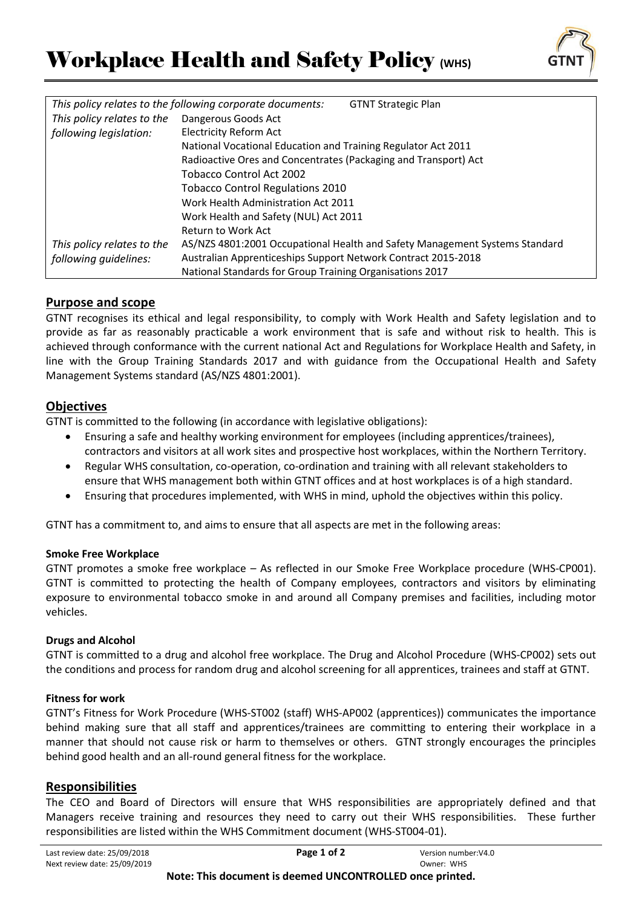# Workplace Health and Safety Policy (WHS)

| *This policy relates to the following corporate documents:* | GTNT Strategic Plan |
|---|---|
| *This policy relates to the following legislation:* | Dangerous Goods Act |
| | Electricity Reform Act |
| | National Vocational Education and Training Regulator Act 2011 |
| | Radioactive Ores and Concentrates (Packaging and Transport) Act |
| | Tobacco Control Act 2002 |
| | Tobacco Control Regulations 2010 |
| | Work Health Administration Act 2011 |
| | Work Health and Safety (NUL) Act 2011 |
| | Return to Work Act |
| *This policy relates to the following guidelines:* | AS/NZS 4801:2001 Occupational Health and Safety Management Systems Standard |
| | Australian Apprenticeships Support Network Contract 2015-2018 |
| | National Standards for Group Training Organisations 2017 |

## Purpose and scope

GTNT recognises its ethical and legal responsibility, to comply with Work Health and Safety legislation and to provide as far as reasonably practicable a work environment that is safe and without risk to health. This is achieved through conformance with the current national Act and Regulations for Workplace Health and Safety, in line with the Group Training Standards 2017 and with guidance from the Occupational Health and Safety Management Systems standard (AS/NZS 4801:2001).

## Objectives

GTNT is committed to the following (in accordance with legislative obligations):

- Ensuring a safe and healthy working environment for employees (including apprentices/trainees), contractors and visitors at all work sites and prospective host workplaces, within the Northern Territory.
- Regular WHS consultation, co-operation, co-ordination and training with all relevant stakeholders to ensure that WHS management both within GTNT offices and at host workplaces is of a high standard.
- Ensuring that procedures implemented, with WHS in mind, uphold the objectives within this policy.

GTNT has a commitment to, and aims to ensure that all aspects are met in the following areas:

### Smoke Free Workplace

GTNT promotes a smoke free workplace – As reflected in our Smoke Free Workplace procedure (WHS-CP001). GTNT is committed to protecting the health of Company employees, contractors and visitors by eliminating exposure to environmental tobacco smoke in and around all Company premises and facilities, including motor vehicles.

### Drugs and Alcohol

GTNT is committed to a drug and alcohol free workplace. The Drug and Alcohol Procedure (WHS-CP002) sets out the conditions and process for random drug and alcohol screening for all apprentices, trainees and staff at GTNT.

### Fitness for work

GTNT's Fitness for Work Procedure (WHS-ST002 (staff) WHS-AP002 (apprentices)) communicates the importance behind making sure that all staff and apprentices/trainees are committing to entering their workplace in a manner that should not cause risk or harm to themselves or others. GTNT strongly encourages the principles behind good health and an all-round general fitness for the workplace.

## Responsibilities

The CEO and Board of Directors will ensure that WHS responsibilities are appropriately defined and that Managers receive training and resources they need to carry out their WHS responsibilities. These further responsibilities are listed within the WHS Commitment document (WHS-ST004-01).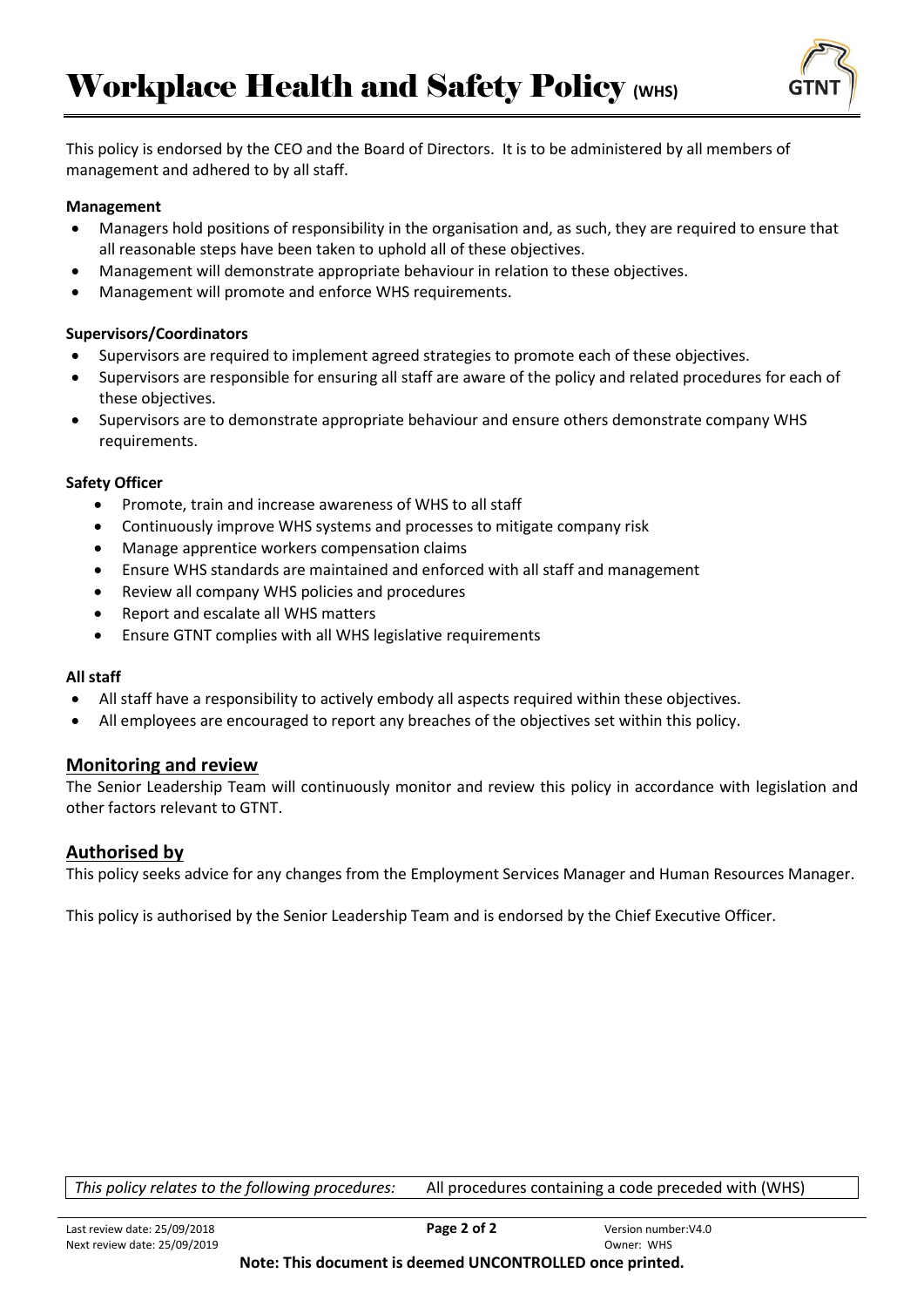# Workplace Health and Safety Policy (WHS)

This policy is endorsed by the CEO and the Board of Directors. It is to be administered by all members of management and adhered to by all staff.

**Management**

- Managers hold positions of responsibility in the organisation and, as such, they are required to ensure that all reasonable steps have been taken to uphold all of these objectives.
- Management will demonstrate appropriate behaviour in relation to these objectives.
- Management will promote and enforce WHS requirements.

**Supervisors/Coordinators**

- Supervisors are required to implement agreed strategies to promote each of these objectives.
- Supervisors are responsible for ensuring all staff are aware of the policy and related procedures for each of these objectives.
- Supervisors are to demonstrate appropriate behaviour and ensure others demonstrate company WHS requirements.

**Safety Officer**

- Promote, train and increase awareness of WHS to all staff
- Continuously improve WHS systems and processes to mitigate company risk
- Manage apprentice workers compensation claims
- Ensure WHS standards are maintained and enforced with all staff and management
- Review all company WHS policies and procedures
- Report and escalate all WHS matters
- Ensure GTNT complies with all WHS legislative requirements

**All staff**

- All staff have a responsibility to actively embody all aspects required within these objectives.
- All employees are encouraged to report any breaches of the objectives set within this policy.

## Monitoring and review

The Senior Leadership Team will continuously monitor and review this policy in accordance with legislation and other factors relevant to GTNT.

## Authorised by

This policy seeks advice for any changes from the Employment Services Manager and Human Resources Manager.

This policy is authorised by the Senior Leadership Team and is endorsed by the Chief Executive Officer.

| | |
|---|---|
| *This policy relates to the following procedures:* | All procedures containing a code preceded with (WHS) |

Last review date: 25/09/2018
Next review date: 25/09/2019

Version number:V4.0
Owner: WHS

**Note: This document is deemed UNCONTROLLED once printed.**